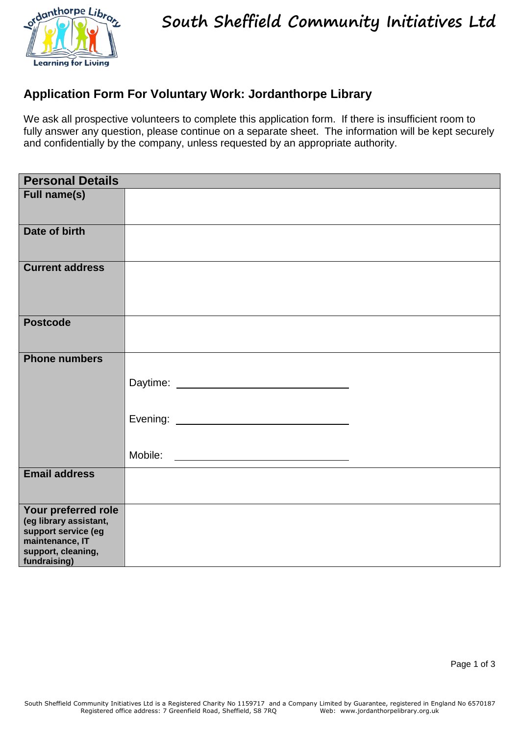South Sheffield Community Initiatives Ltd

## Application Form For Voluntary Work: Jordanthorpe Library

We ask all prospective volunteers to complete this application form. If there is insufficient room to fully answer any question, please continue on a separate sheet. The information will be kept securely and confidentially by the company, unless requested by an appropriate authority.

| **Personal Details** | |
|---|---|
| **Full name(s)** | |
| **Date of birth** | |
| **Current address** | |
| **Postcode** | |
| **Phone numbers** | Daytime: ______________________<br>Evening: ______________________<br>Mobile: ______________________ |
| **Email address** | |
| **Your preferred role (eg library assistant, support service (eg maintenance, IT support, cleaning, fundraising)** | |

South Sheffield Community Initiatives Ltd is a Registered Charity No 1159717 and a Company Limited by Guarantee, registered in England No 6570187
Registered office address: 7 Greenfield Road, Sheffield, S8 7RQ Web: www.jordanthorpelibrary.org.uk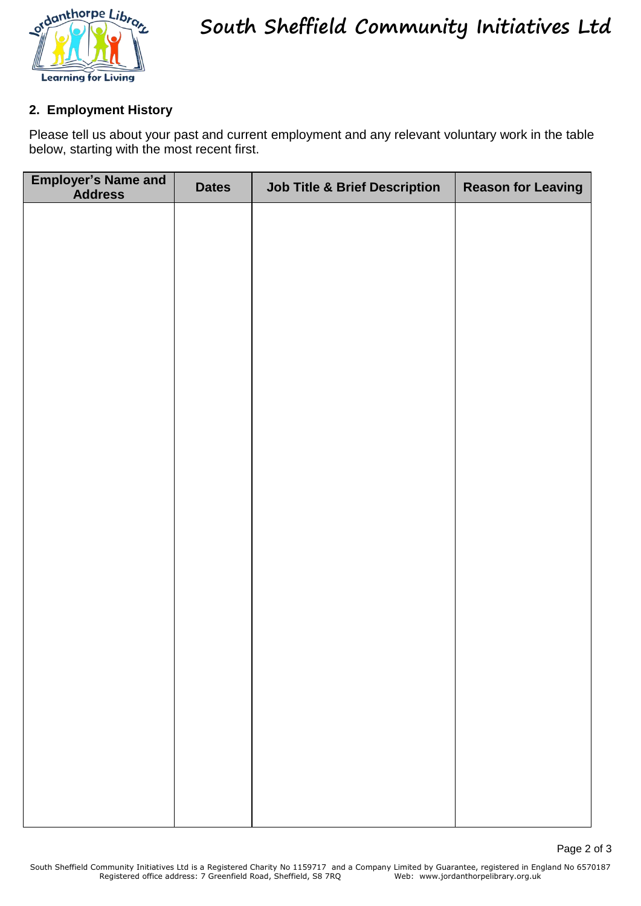# South Sheffield Community Initiatives Ltd

## 2. Employment History

Please tell us about your past and current employment and any relevant voluntary work in the table below, starting with the most recent first.

| Employer's Name and Address | Dates | Job Title & Brief Description | Reason for Leaving |
|---|---|---|---|
| | | | |

South Sheffield Community Initiatives Ltd is a Registered Charity No 1159717 and a Company Limited by Guarantee, registered in England No 6570187
Registered office address: 7 Greenfield Road, Sheffield, S8 7RQ Web: www.jordanthorpelibrary.org.uk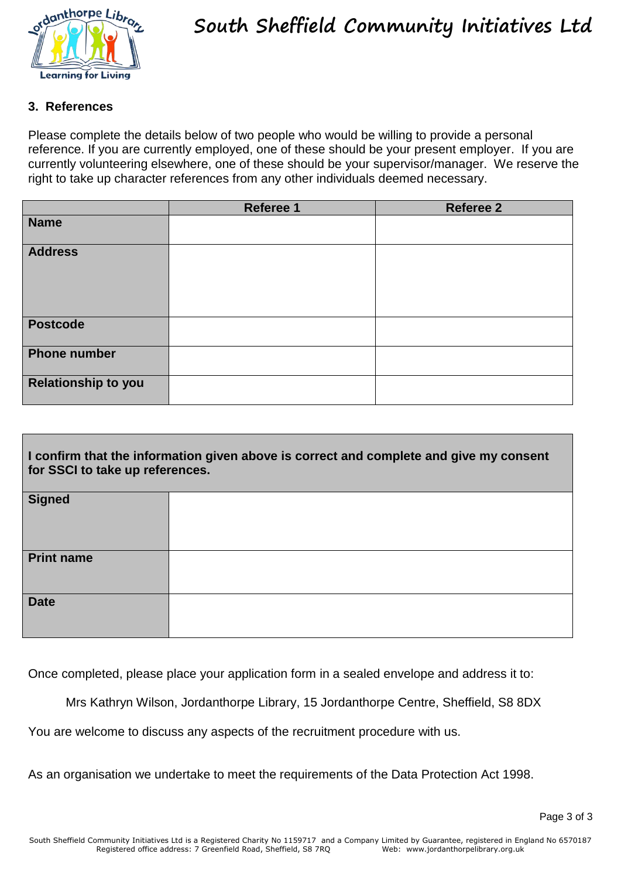### 3. References

Please complete the details below of two people who would be willing to provide a personal reference. If you are currently employed, one of these should be your present employer. If you are currently volunteering elsewhere, one of these should be your supervisor/manager. We reserve the right to take up character references from any other individuals deemed necessary.

| | Referee 1 | Referee 2 |
|---|---|---|
| **Name** | | |
| **Address** | | |
| **Postcode** | | |
| **Phone number** | | |
| **Relationship to you** | | |

| **I confirm that the information given above is correct and complete and give my consent for SSCI to take up references.** | |
|---|---|
| **Signed** | |
| **Print name** | |
| **Date** | |

Once completed, please place your application form in a sealed envelope and address it to:

Mrs Kathryn Wilson, Jordanthorpe Library, 15 Jordanthorpe Centre, Sheffield, S8 8DX

You are welcome to discuss any aspects of the recruitment procedure with us.

As an organisation we undertake to meet the requirements of the Data Protection Act 1998.